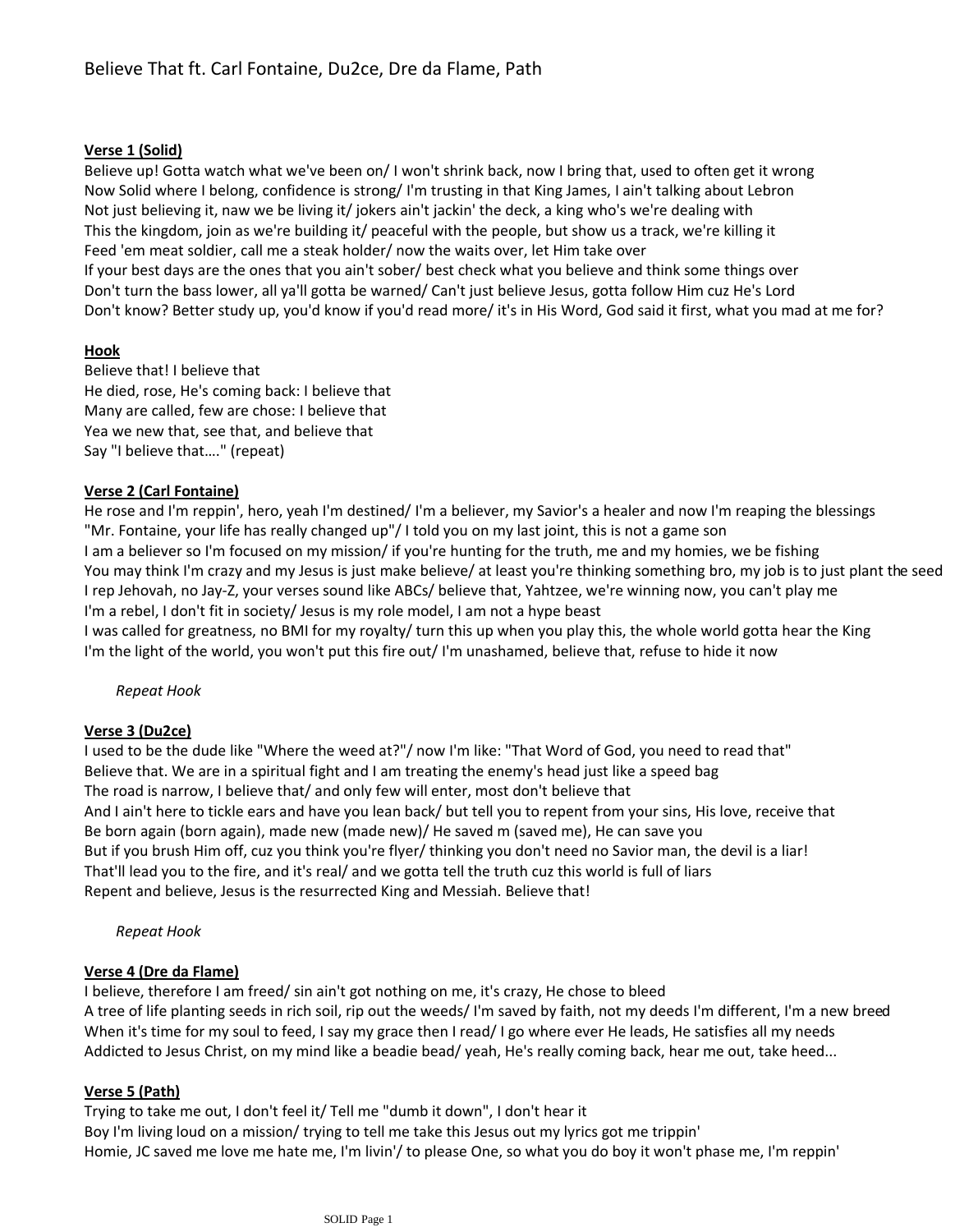# Believe That ft. Carl Fontaine, Du2ce, Dre da Flame, Path

**<u>Verse 1 (Solid)</u>**

Believe up! Gotta watch what we've been on/ I won't shrink back, now I bring that, used to often get it wrong
Now Solid where I belong, confidence is strong/ I'm trusting in that King James, I ain't talking about Lebron
Not just believing it, naw we be living it/ jokers ain't jackin' the deck, a king who's we're dealing with
This the kingdom, join as we're building it/ peaceful with the people, but show us a track, we're killing it
Feed 'em meat soldier, call me a steak holder/ now the waits over, let Him take over
If your best days are the ones that you ain't sober/ best check what you believe and think some things over
Don't turn the bass lower, all ya'll gotta be warned/ Can't just believe Jesus, gotta follow Him cuz He's Lord
Don't know? Better study up, you'd know if you'd read more/ it's in His Word, God said it first, what you mad at me for?

**<u>Hook</u>**

Believe that! I believe that
He died, rose, He's coming back: I believe that
Many are called, few are chose: I believe that
Yea we new that, see that, and believe that
Say "I believe that…." (repeat)

**<u>Verse 2 (Carl Fontaine)</u>**

He rose and I'm reppin', hero, yeah I'm destined/ I'm a believer, my Savior's a healer and now I'm reaping the blessings
"Mr. Fontaine, your life has really changed up"/ I told you on my last joint, this is not a game son
I am a believer so I'm focused on my mission/ if you're hunting for the truth, me and my homies, we be fishing
You may think I'm crazy and my Jesus is just make believe/ at least you're thinking something bro, my job is to just plant the seed
I rep Jehovah, no Jay-Z, your verses sound like ABCs/ believe that, Yahtzee, we're winning now, you can't play me
I'm a rebel, I don't fit in society/ Jesus is my role model, I am not a hype beast
I was called for greatness, no BMI for my royalty/ turn this up when you play this, the whole world gotta hear the King
I'm the light of the world, you won't put this fire out/ I'm unashamed, believe that, refuse to hide it now

*Repeat Hook*

**<u>Verse 3 (Du2ce)</u>**

I used to be the dude like "Where the weed at?"/ now I'm like: "That Word of God, you need to read that"
Believe that. We are in a spiritual fight and I am treating the enemy's head just like a speed bag
The road is narrow, I believe that/ and only few will enter, most don't believe that
And I ain't here to tickle ears and have you lean back/ but tell you to repent from your sins, His love, receive that
Be born again (born again), made new (made new)/ He saved m (saved me), He can save you
But if you brush Him off, cuz you think you're flyer/ thinking you don't need no Savior man, the devil is a liar!
That'll lead you to the fire, and it's real/ and we gotta tell the truth cuz this world is full of liars
Repent and believe, Jesus is the resurrected King and Messiah. Believe that!

*Repeat Hook*

**<u>Verse 4 (Dre da Flame)</u>**

I believe, therefore I am freed/ sin ain't got nothing on me, it's crazy, He chose to bleed
A tree of life planting seeds in rich soil, rip out the weeds/ I'm saved by faith, not my deeds I'm different, I'm a new breed
When it's time for my soul to feed, I say my grace then I read/ I go where ever He leads, He satisfies all my needs
Addicted to Jesus Christ, on my mind like a beadie bead/ yeah, He's really coming back, hear me out, take heed...

**<u>Verse 5 (Path)</u>**

Trying to take me out, I don't feel it/ Tell me "dumb it down", I don't hear it
Boy I'm living loud on a mission/ trying to tell me take this Jesus out my lyrics got me trippin'
Homie, JC saved me love me hate me, I'm livin'/ to please One, so what you do boy it won't phase me, I'm reppin'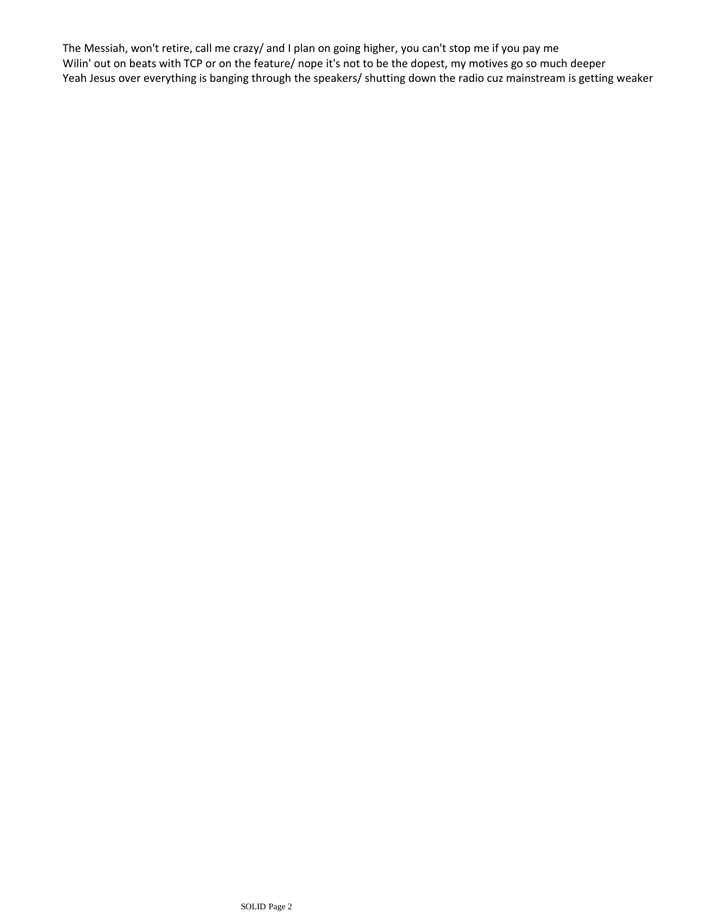The Messiah, won't retire, call me crazy/ and I plan on going higher, you can't stop me if you pay me
Wilin' out on beats with TCP or on the feature/ nope it's not to be the dopest, my motives go so much deeper
Yeah Jesus over everything is banging through the speakers/ shutting down the radio cuz mainstream is getting weaker